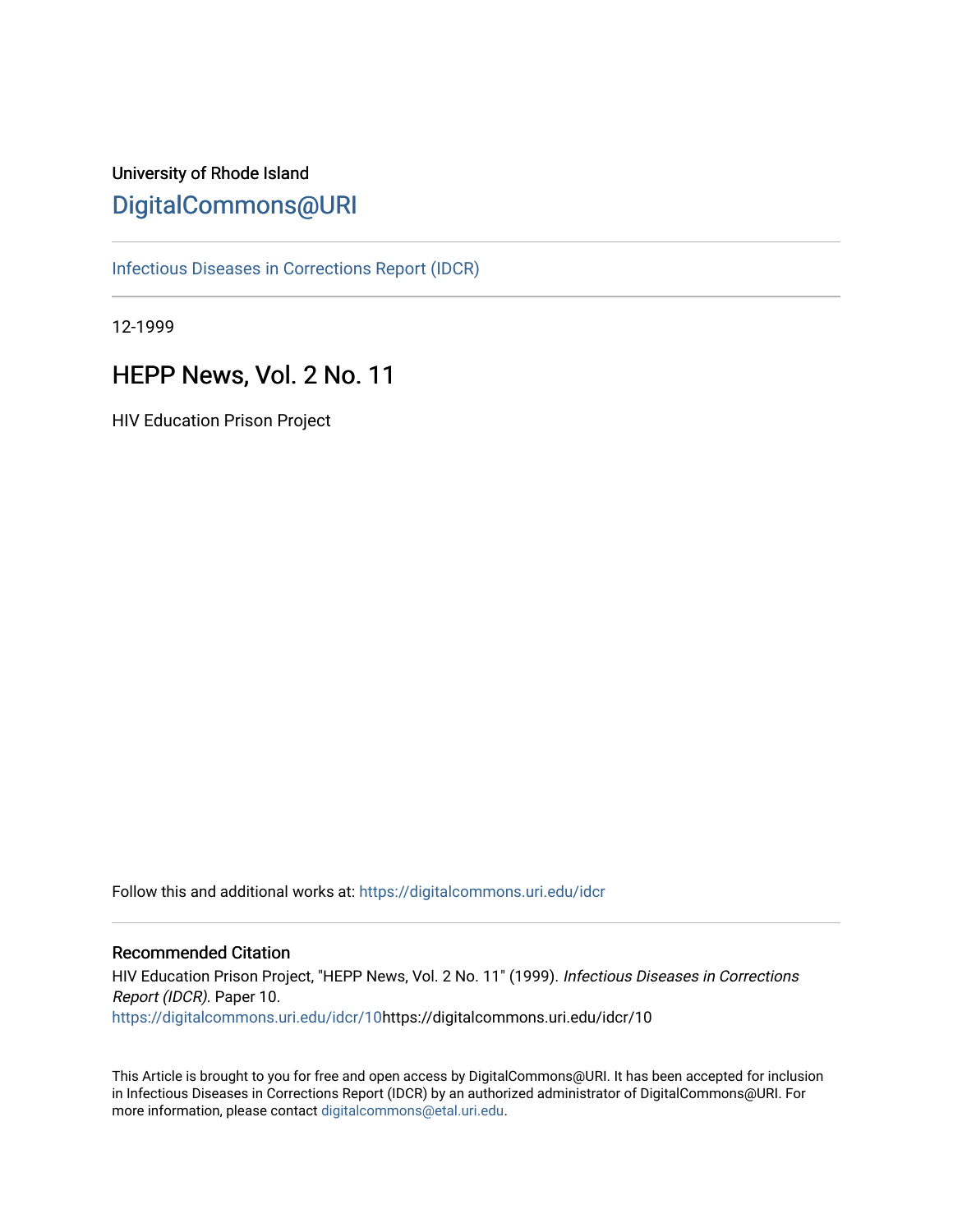University of Rhode Island

# DigitalCommons@URI

Infectious Diseases in Corrections Report (IDCR)

12-1999

## HEPP News, Vol. 2 No. 11

HIV Education Prison Project

Follow this and additional works at: https://digitalcommons.uri.edu/idcr

### Recommended Citation

HIV Education Prison Project, "HEPP News, Vol. 2 No. 11" (1999). *Infectious Diseases in Corrections Report (IDCR).* Paper 10.
https://digitalcommons.uri.edu/idcr/10https://digitalcommons.uri.edu/idcr/10

This Article is brought to you for free and open access by DigitalCommons@URI. It has been accepted for inclusion in Infectious Diseases in Corrections Report (IDCR) by an authorized administrator of DigitalCommons@URI. For more information, please contact digitalcommons@etal.uri.edu.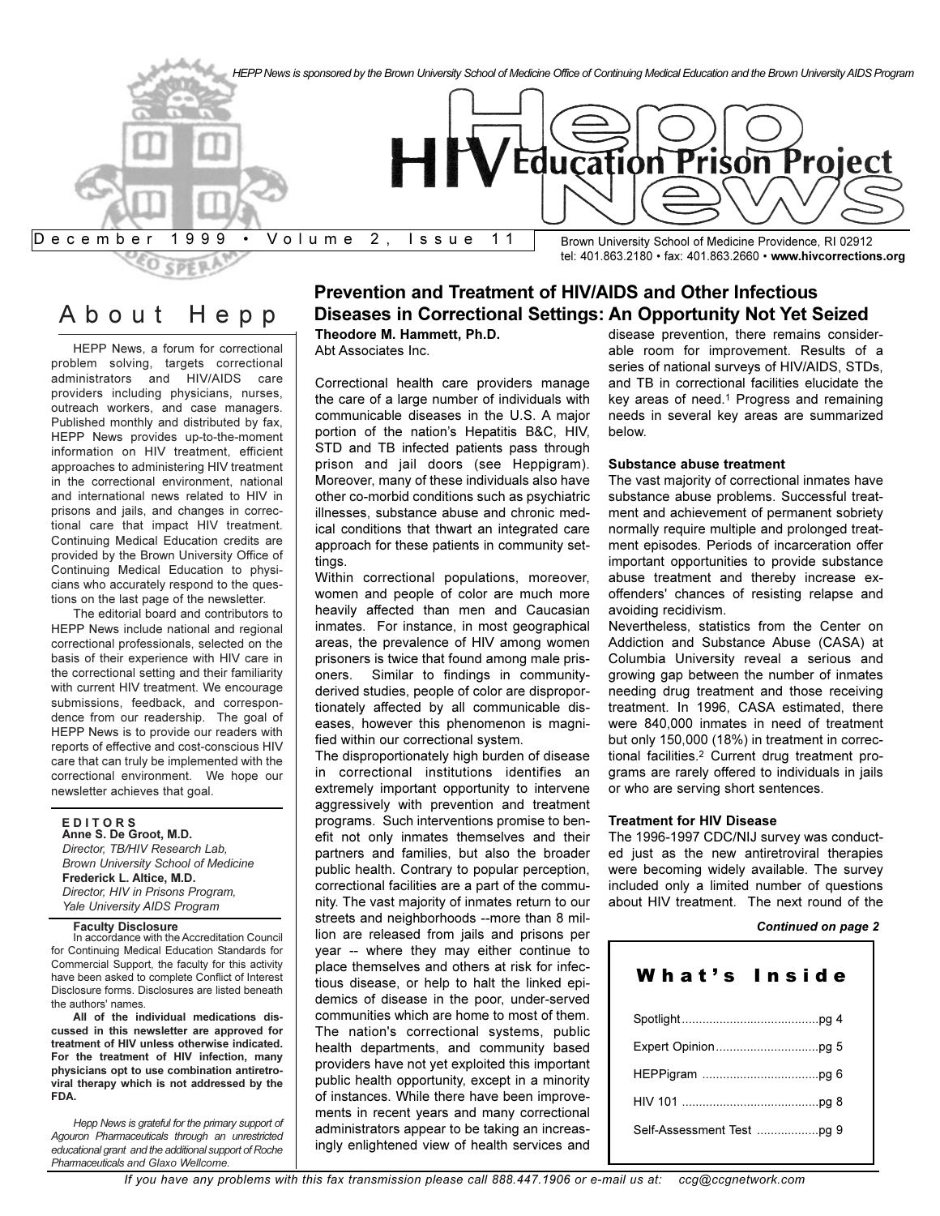HEPP News is sponsored by the Brown University School of Medicine Office of Continuing Medical Education and the Brown University AIDS Program

# HEPP News

## HIV Education Prison Project

December 1999 • Volume 2, Issue 11

Brown University School of Medicine Providence, RI 02912
tel: 401.863.2180 • fax: 401.863.2660 • **www.hivcorrections.org**

## About Hepp

HEPP News, a forum for correctional problem solving, targets correctional administrators and HIV/AIDS care providers including physicians, nurses, outreach workers, and case managers. Published monthly and distributed by fax, HEPP News provides up-to-the-moment information on HIV treatment, efficient approaches to administering HIV treatment in the correctional environment, national and international news related to HIV in prisons and jails, and changes in correctional care that impact HIV treatment. Continuing Medical Education credits are provided by the Brown University Office of Continuing Medical Education to physicians who accurately respond to the questions on the last page of the newsletter.

The editorial board and contributors to HEPP News include national and regional correctional professionals, selected on the basis of their experience with HIV care in the correctional setting and their familiarity with current HIV treatment. We encourage submissions, feedback, and correspondence from our readership. The goal of HEPP News is to provide our readers with reports of effective and cost-conscious HIV care that can truly be implemented with the correctional environment. We hope our newsletter achieves that goal.

**EDITORS**

**Anne S. De Groot, M.D.**
*Director, TB/HIV Research Lab, Brown University School of Medicine*

**Frederick L. Altice, M.D.**
*Director, HIV in Prisons Program, Yale University AIDS Program*

**Faculty Disclosure**

In accordance with the Accreditation Council for Continuing Medical Education Standards for Commercial Support, the faculty for this activity have been asked to complete Conflict of Interest Disclosure forms. Disclosures are listed beneath the authors' names.

**All of the individual medications discussed in this newsletter are approved for treatment of HIV unless otherwise indicated. For the treatment of HIV infection, many physicians opt to use combination antiretroviral therapy which is not addressed by the FDA.**

*Hepp News is grateful for the primary support of Agouron Pharmaceuticals through an unrestricted educational grant and the additional support of Roche Pharmaceuticals and Glaxo Wellcome.*

## Prevention and Treatment of HIV/AIDS and Other Infectious Diseases in Correctional Settings: An Opportunity Not Yet Seized

**Theodore M. Hammett, Ph.D.**
Abt Associates Inc.

Correctional health care providers manage the care of a large number of individuals with communicable diseases in the U.S. A major portion of the nation's Hepatitis B&C, HIV, STD and TB infected patients pass through prison and jail doors (see Heppigram). Moreover, many of these individuals also have other co-morbid conditions such as psychiatric illnesses, substance abuse and chronic medical conditions that thwart an integrated care approach for these patients in community settings.

Within correctional populations, moreover, women and people of color are much more heavily affected than men and Caucasian inmates. For instance, in most geographical areas, the prevalence of HIV among women prisoners is twice that found among male prisoners. Similar to findings in community-derived studies, people of color are disproportionately affected by all communicable diseases, however this phenomenon is magnified within our correctional system.

The disproportionately high burden of disease in correctional institutions identifies an extremely important opportunity to intervene aggressively with prevention and treatment programs. Such interventions promise to benefit not only inmates themselves and their partners and families, but also the broader public health. Contrary to popular perception, correctional facilities are a part of the community. The vast majority of inmates return to our streets and neighborhoods --more than 8 million are released from jails and prisons per year -- where they may either continue to place themselves and others at risk for infectious disease, or help to halt the linked epidemics of disease in the poor, under-served communities which are home to most of them. The nation's correctional systems, public health departments, and community based providers have not yet exploited this important public health opportunity, except in a minority of instances. While there have been improvements in recent years and many correctional administrators appear to be taking an increasingly enlightened view of health services and disease prevention, there remains considerable room for improvement. Results of a series of national surveys of HIV/AIDS, STDs, and TB in correctional facilities elucidate the key areas of need.[1] Progress and remaining needs in several key areas are summarized below.

**Substance abuse treatment**

The vast majority of correctional inmates have substance abuse problems. Successful treatment and achievement of permanent sobriety normally require multiple and prolonged treatment episodes. Periods of incarceration offer important opportunities to provide substance abuse treatment and thereby increase ex-offenders' chances of resisting relapse and avoiding recidivism.

Nevertheless, statistics from the Center on Addiction and Substance Abuse (CASA) at Columbia University reveal a serious and growing gap between the number of inmates needing drug treatment and those receiving treatment. In 1996, CASA estimated, there were 840,000 inmates in need of treatment but only 150,000 (18%) in treatment in correctional facilities.[2] Current drug treatment programs are rarely offered to individuals in jails or who are serving short sentences.

**Treatment for HIV Disease**

The 1996-1997 CDC/NIJ survey was conducted just as the new antiretroviral therapies were becoming widely available. The survey included only a limited number of questions about HIV treatment. The next round of the

***Continued on page 2***

**What's Inside**

Spotlight........................................pg 4

Expert Opinion..............................pg 5

HEPPigram ..................................pg 6

HIV 101 ........................................pg 8

Self-Assessment Test ..................pg 9

*If you have any problems with this fax transmission please call 888.447.1906 or e-mail us at: ccg@ccgnetwork.com*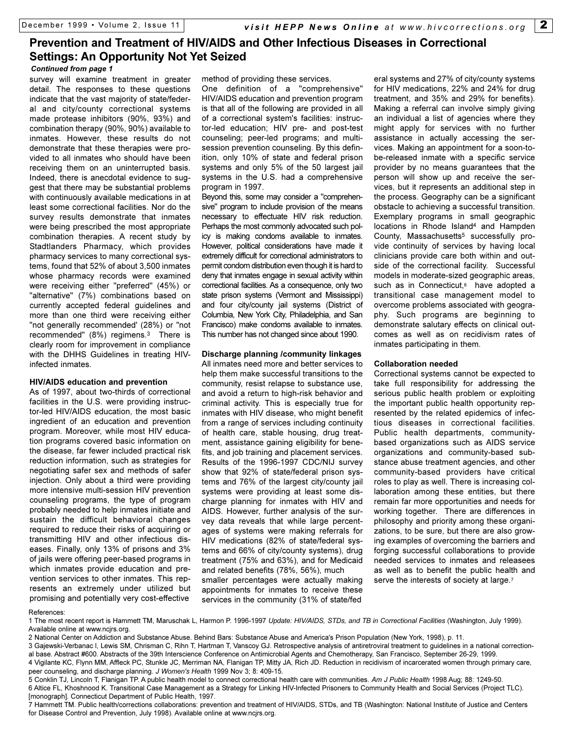# Prevention and Treatment of HIV/AIDS and Other Infectious Diseases in Correctional Settings: An Opportunity Not Yet Seized

***Continued from page 1***

survey will examine treatment in greater detail. The responses to these questions indicate that the vast majority of state/federal and city/county correctional systems made protease inhibitors (90%, 93%) and combination therapy (90%, 90%) available to inmates. However, these results do not demonstrate that these therapies were provided to all inmates who should have been receiving them on an uninterrupted basis. Indeed, there is anecdotal evidence to suggest that there may be substantial problems with continuously available medications in at least some correctional facilities. Nor do the survey results demonstrate that inmates were being prescribed the most appropriate combination therapies. A recent study by Stadtlanders Pharmacy, which provides pharmacy services to many correctional systems, found that 52% of about 3,500 inmates whose pharmacy records were examined were receiving either "preferred" (45%) or "alternative" (7%) combinations based on currently accepted federal guidelines and more than one third were receiving either "not generally recommended' (28%) or "not recommended" (8%) regimens.[3] There is clearly room for improvement in compliance with the DHHS Guidelines in treating HIV-infected inmates.

### HIV/AIDS education and prevention

As of 1997, about two-thirds of correctional facilities in the U.S. were providing instructor-led HIV/AIDS education, the most basic ingredient of an education and prevention program. Moreover, while most HIV education programs covered basic information on the disease, far fewer included practical risk reduction information, such as strategies for negotiating safer sex and methods of safer injection. Only about a third were providing more intensive multi-session HIV prevention counseling programs, the type of program probably needed to help inmates initiate and sustain the difficult behavioral changes required to reduce their risks of acquiring or transmitting HIV and other infectious diseases. Finally, only 13% of prisons and 3% of jails were offering peer-based programs in which inmates provide education and prevention services to other inmates. This represents an extremely under utilized but promising and potentially very cost-effective method of providing these services.

One definition of a "comprehensive" HIV/AIDS education and prevention program is that all of the following are provided in all of a correctional system's facilities: instructor-led education; HIV pre- and post-test counseling; peer-led programs; and multi-session prevention counseling. By this definition, only 10% of state and federal prison systems and only 5% of the 50 largest jail systems in the U.S. had a comprehensive program in 1997.

Beyond this, some may consider a "comprehensive" program to include provision of the means necessary to effectuate HIV risk reduction. Perhaps the most commonly advocated such policy is making condoms available to inmates. However, political considerations have made it extremely difficult for correctional administrators to permit condom distribution even though it is hard to deny that inmates engage in sexual activity within correctional facilities. As a consequence, only two state prison systems (Vermont and Mississippi) and four city/county jail systems (District of Columbia, New York City, Philadelphia, and San Francisco) make condoms available to inmates. This number has not changed since about 1990.

### Discharge planning /community linkages

All inmates need more and better services to help them make successful transitions to the community, resist relapse to substance use, and avoid a return to high-risk behavior and criminal activity. This is especially true for inmates with HIV disease, who might benefit from a range of services including continuity of health care, stable housing, drug treatment, assistance gaining eligibility for benefits, and job training and placement services. Results of the 1996-1997 CDC/NIJ survey show that 92% of state/federal prison systems and 76% of the largest city/county jail systems were providing at least some discharge planning for inmates with HIV and AIDS. However, further analysis of the survey data reveals that while large percentages of systems were making referrals for HIV medications (82% of state/federal systems and 66% of city/county systems), drug treatment (75% and 63%), and for Medicaid and related benefits (78%, 56%), much smaller percentages were actually making appointments for inmates to receive these services in the community (31% of state/federal systems and 27% of city/county systems for HIV medications, 22% and 24% for drug treatment, and 35% and 29% for benefits). Making a referral can involve simply giving an individual a list of agencies where they might apply for services with no further assistance in actually accessing the services. Making an appointment for a soon-to-be-released inmate with a specific service provider by no means guarantees that the person will show up and receive the services, but it represents an additional step in the process. Geography can be a significant obstacle to achieving a successful transition. Exemplary programs in small geographic locations in Rhode Island[4] and Hampden County, Massachusetts[5] successfully provide continuity of services by having local clinicians provide care both within and outside of the correctional facility. Successful models in moderate-sized geographic areas, such as in Connecticut,[6] have adopted a transitional case management model to overcome problems associated with geography. Such programs are beginning to demonstrate salutary effects on clinical outcomes as well as on recidivism rates of inmates participating in them.

### Collaboration needed

Correctional systems cannot be expected to take full responsibility for addressing the serious public health problem or exploiting the important public health opportunity represented by the related epidemics of infectious diseases in correctional facilities. Public health departments, community-based organizations such as AIDS service organizations and community-based substance abuse treatment agencies, and other community-based providers have critical roles to play as well. There is increasing collaboration among these entities, but there remain far more opportunities and needs for working together. There are differences in philosophy and priority among these organizations, to be sure, but there are also growing examples of overcoming the barriers and forging successful collaborations to provide needed services to inmates and releasees as well as to benefit the public health and serve the interests of society at large.[7]

References:

1 The most recent report is Hammett TM, Maruschak L, Harmon P. 1996-1997 *Update: HIV/AIDS, STDs, and TB in Correctional Facilities* (Washington, July 1999). Available online at www.ncjrs.org.

2 National Center on Addiction and Substance Abuse. Behind Bars: Substance Abuse and America's Prison Population (New York, 1998), p. 11.

3 Gajewski-Verbanac I, Lewis SM, Chrisman C, Rihn T, Hartman T, Vanscoy GJ. Retrospective analysis of antiretroviral treatment to guidelines in a national correctional base. Abstract #600. Abstracts of the 39th Interscience Conference on Antimicrobial Agents and Chemotherapy, San Francisco, September 26-29, 1999.

4 Vigilante KC, Flynn MM, Affleck PC, Stunkle JC, Merriman NA, Flanigan TP, Mitty JA, Rich JD. Reduction in recidivism of incarcerated women through primary care, peer counseling, and discharge planning. *J Women's Health* 1999 Nov 3; 8: 409-15.

5 Conklin TJ, Lincoln T, Flanigan TP. A public health model to connect correctional health care with communities. *Am J Public Health* 1998 Aug; 88: 1249-50.

6 Altice FL, Khoshnood K. Transitional Case Management as a Strategy for Linking HIV-Infected Prisoners to Community Health and Social Services (Project TLC). [monograph]. Connecticut Department of Public Health, 1997.

7 Hammett TM. Public health/corrections collaborations: prevention and treatment of HIV/AIDS, STDs, and TB (Washington: National Institute of Justice and Centers for Disease Control and Prevention, July 1998). Available online at www.ncjrs.org.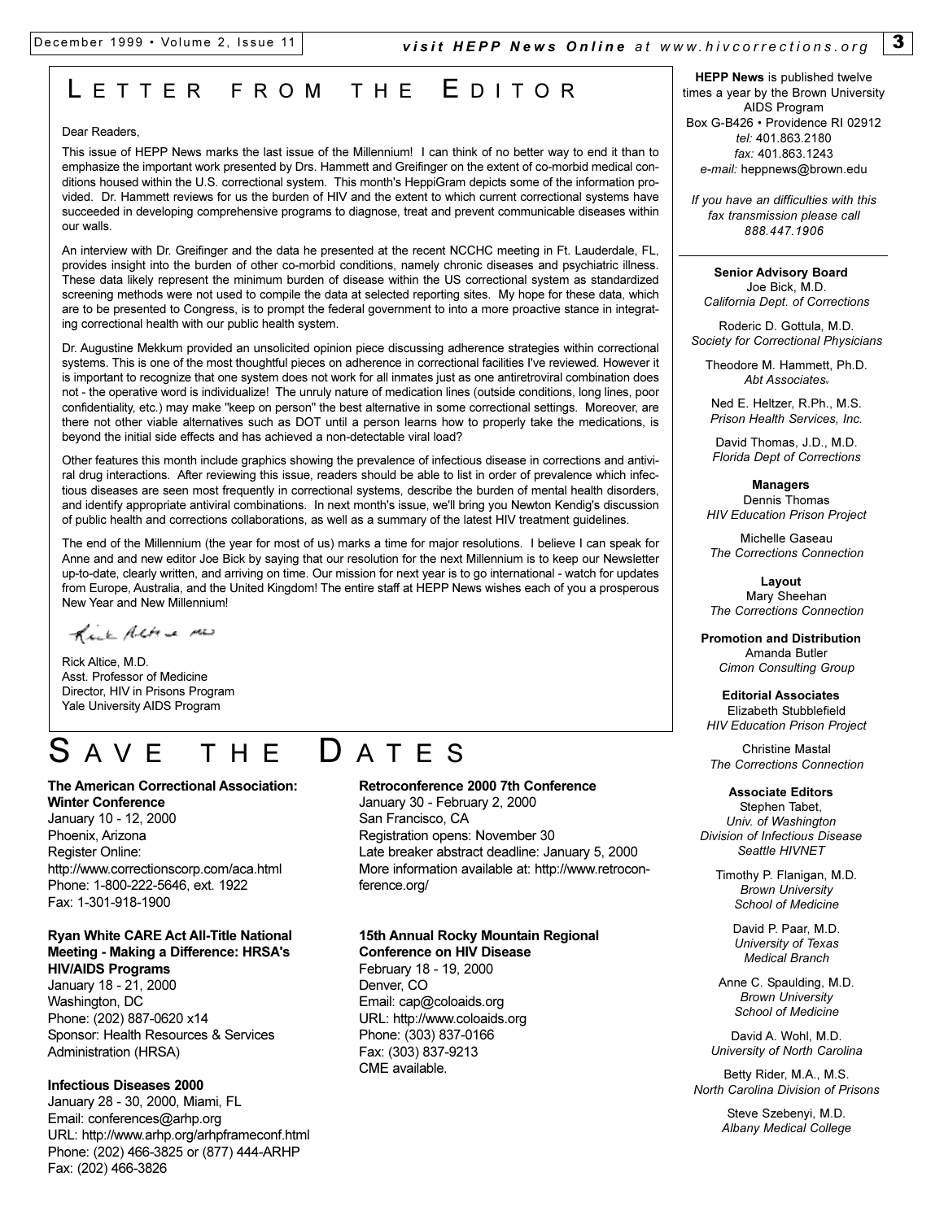# LETTER FROM THE EDITOR

Dear Readers,

This issue of HEPP News marks the last issue of the Millennium! I can think of no better way to end it than to emphasize the important work presented by Drs. Hammett and Greifinger on the extent of co-morbid medical conditions housed within the U.S. correctional system. This month's HeppiGram depicts some of the information provided. Dr. Hammett reviews for us the burden of HIV and the extent to which current correctional systems have succeeded in developing comprehensive programs to diagnose, treat and prevent communicable diseases within our walls.

An interview with Dr. Greifinger and the data he presented at the recent NCCHC meeting in Ft. Lauderdale, FL, provides insight into the burden of other co-morbid conditions, namely chronic diseases and psychiatric illness. These data likely represent the minimum burden of disease within the US correctional system as standardized screening methods were not used to compile the data at selected reporting sites. My hope for these data, which are to be presented to Congress, is to prompt the federal government to into a more proactive stance in integrating correctional health with our public health system.

Dr. Augustine Mekkum provided an unsolicited opinion piece discussing adherence strategies within correctional systems. This is one of the most thoughtful pieces on adherence in correctional facilities I've reviewed. However it is important to recognize that one system does not work for all inmates just as one antiretroviral combination does not - the operative word is individualize! The unruly nature of medication lines (outside conditions, long lines, poor confidentiality, etc.) may make "keep on person" the best alternative in some correctional settings. Moreover, are there not other viable alternatives such as DOT until a person learns how to properly take the medications, is beyond the initial side effects and has achieved a non-detectable viral load?

Other features this month include graphics showing the prevalence of infectious disease in corrections and antiviral drug interactions. After reviewing this issue, readers should be able to list in order of prevalence which infectious diseases are seen most frequently in correctional systems, describe the burden of mental health disorders, and identify appropriate antiviral combinations. In next month's issue, we'll bring you Newton Kendig's discussion of public health and corrections collaborations, as well as a summary of the latest HIV treatment guidelines.

The end of the Millennium (the year for most of us) marks a time for major resolutions. I believe I can speak for Anne and and new editor Joe Bick by saying that our resolution for the next Millennium is to keep our Newsletter up-to-date, clearly written, and arriving on time. Our mission for next year is to go international - watch for updates from Europe, Australia, and the United Kingdom! The entire staff at HEPP News wishes each of you a prosperous New Year and New Millennium!

Rick Altice MD

Rick Altice, M.D.
Asst. Professor of Medicine
Director, HIV in Prisons Program
Yale University AIDS Program

# SAVE THE DATES

**The American Correctional Association: Winter Conference**
January 10 - 12, 2000
Phoenix, Arizona
Register Online:
http://www.correctionscorp.com/aca.html
Phone: 1-800-222-5646, ext. 1922
Fax: 1-301-918-1900

**Ryan White CARE Act All-Title National Meeting - Making a Difference: HRSA's HIV/AIDS Programs**
January 18 - 21, 2000
Washington, DC
Phone: (202) 887-0620 x14
Sponsor: Health Resources & Services Administration (HRSA)

**Infectious Diseases 2000**
January 28 - 30, 2000, Miami, FL
Email: conferences@arhp.org
URL: http://www.arhp.org/arhpframeconf.html
Phone: (202) 466-3825 or (877) 444-ARHP
Fax: (202) 466-3826

**Retroconference 2000 7th Conference**
January 30 - February 2, 2000
San Francisco, CA
Registration opens: November 30
Late breaker abstract deadline: January 5, 2000
More information available at: http://www.retroconference.org/

**15th Annual Rocky Mountain Regional Conference on HIV Disease**
February 18 - 19, 2000
Denver, CO
Email: cap@coloaids.org
URL: http://www.coloaids.org
Phone: (303) 837-0166
Fax: (303) 837-9213
CME available.

---

**HEPP News** is published twelve times a year by the Brown University AIDS Program
Box G-B426 • Providence RI 02912
*tel:* 401.863.2180
*fax:* 401.863.1243
*e-mail:* heppnews@brown.edu

*If you have an difficulties with this fax transmission please call 888.447.1906*

**Senior Advisory Board**
Joe Bick, M.D.
*California Dept. of Corrections*

Roderic D. Gottula, M.D.
*Society for Correctional Physicians*

Theodore M. Hammett, Ph.D.
*Abt Associates,*

Ned E. Heltzer, R.Ph., M.S.
*Prison Health Services, Inc.*

David Thomas, J.D., M.D.
*Florida Dept of Corrections*

**Managers**
Dennis Thomas
*HIV Education Prison Project*

Michelle Gaseau
*The Corrections Connection*

**Layout**
Mary Sheehan
*The Corrections Connection*

**Promotion and Distribution**
Amanda Butler
*Cimon Consulting Group*

**Editorial Associates**
Elizabeth Stubblefield
*HIV Education Prison Project*

Christine Mastal
*The Corrections Connection*

**Associate Editors**
Stephen Tabet,
*Univ. of Washington Division of Infectious Disease Seattle HIVNET*

Timothy P. Flanigan, M.D.
*Brown University School of Medicine*

David P. Paar, M.D.
*University of Texas Medical Branch*

Anne C. Spaulding, M.D.
*Brown University School of Medicine*

David A. Wohl, M.D.
*University of North Carolina*

Betty Rider, M.A., M.S.
*North Carolina Division of Prisons*

Steve Szebenyi, M.D.
*Albany Medical College*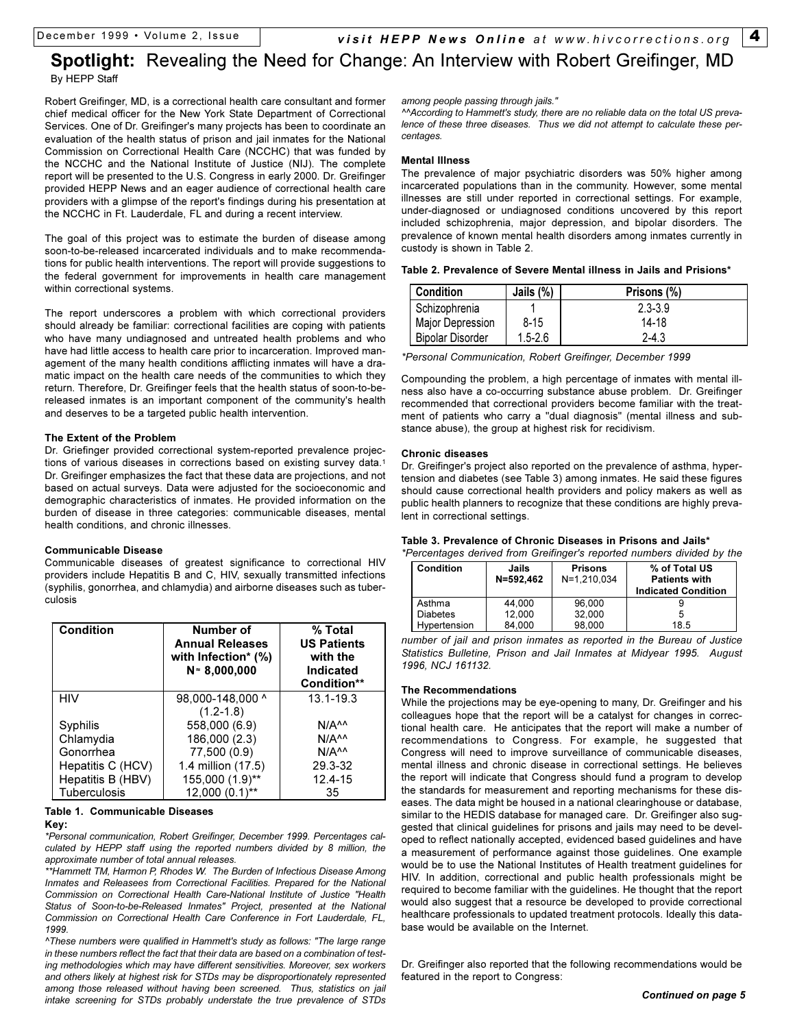## **Spotlight:** Revealing the Need for Change: An Interview with Robert Greifinger, MD

By HEPP Staff

Robert Greifinger, MD, is a correctional health care consultant and former chief medical officer for the New York State Department of Correctional Services. One of Dr. Greifinger's many projects has been to coordinate an evaluation of the health status of prison and jail inmates for the National Commission on Correctional Health Care (NCCHC) that was funded by the NCCHC and the National Institute of Justice (NIJ). The complete report will be presented to the U.S. Congress in early 2000. Dr. Greifinger provided HEPP News and an eager audience of correctional health care providers with a glimpse of the report's findings during his presentation at the NCCHC in Ft. Lauderdale, FL and during a recent interview.

The goal of this project was to estimate the burden of disease among soon-to-be-released incarcerated individuals and to make recommendations for public health interventions. The report will provide suggestions to the federal government for improvements in health care management within correctional systems.

The report underscores a problem with which correctional providers should already be familiar: correctional facilities are coping with patients who have many undiagnosed and untreated health problems and who have had little access to health care prior to incarceration. Improved management of the many health conditions afflicting inmates will have a dramatic impact on the health care needs of the communities to which they return. Therefore, Dr. Greifinger feels that the health status of soon-to-be-released inmates is an important component of the community's health and deserves to be a targeted public health intervention.

#### The Extent of the Problem

Dr. Griefinger provided correctional system-reported prevalence projections of various diseases in corrections based on existing survey data.[1] Dr. Greifinger emphasizes the fact that these data are projections, and not based on actual surveys. Data were adjusted for the socioeconomic and demographic characteristics of inmates. He provided information on the burden of disease in three categories: communicable diseases, mental health conditions, and chronic illnesses.

#### Communicable Disease

Communicable diseases of greatest significance to correctional HIV providers include Hepatitis B and C, HIV, sexually transmitted infections (syphilis, gonorrhea, and chlamydia) and airborne diseases such as tuberculosis

| Condition | Number of Annual Releases with Infection* (%) N≈ 8,000,000 | % Total US Patients with the Indicated Condition** |
|---|---|---|
| HIV | 98,000-148,000 ^ (1.2-1.8) | 13.1-19.3 |
| Syphilis | 558,000 (6.9) | N/A^^ |
| Chlamydia | 186,000 (2.3) | N/A^^ |
| Gonorrhea | 77,500 (0.9) | N/A^^ |
| Hepatitis C (HCV) | 1.4 million (17.5) | 29.3-32 |
| Hepatitis B (HBV) | 155,000 (1.9)** | 12.4-15 |
| Tuberculosis | 12,000 (0.1)** | 35 |

**Table 1. Communicable Diseases**

**Key:**

*\*Personal communication, Robert Greifinger, December 1999. Percentages calculated by HEPP staff using the reported numbers divided by 8 million, the approximate number of total annual releases.*

*\*\*Hammett TM, Harmon P, Rhodes W. The Burden of Infectious Disease Among Inmates and Releasees from Correctional Facilities. Prepared for the National Commission on Correctional Health Care-National Institute of Justice "Health Status of Soon-to-be-Released Inmates" Project, presented at the National Commission on Correctional Health Care Conference in Fort Lauderdale, FL, 1999.*

*^These numbers were qualified in Hammett's study as follows: "The large range in these numbers reflect the fact that their data are based on a combination of testing methodologies which may have different sensitivities. Moreover, sex workers and others likely at highest risk for STDs may be disproportionately represented among those released without having been screened. Thus, statistics on jail intake screening for STDs probably understate the true prevalence of STDs among people passing through jails."*

*^^According to Hammett's study, there are no reliable data on the total US prevalence of these three diseases. Thus we did not attempt to calculate these percentages.*

#### Mental Illness

The prevalence of major psychiatric disorders was 50% higher among incarcerated populations than in the community. However, some mental illnesses are still under reported in correctional settings. For example, under-diagnosed or undiagnosed conditions uncovered by this report included schizophrenia, major depression, and bipolar disorders. The prevalence of known mental health disorders among inmates currently in custody is shown in Table 2.

**Table 2. Prevalence of Severe Mental illness in Jails and Prisions\***

| Condition | Jails (%) | Prisons (%) |
|---|---|---|
| Schizophrenia | 1 | 2.3-3.9 |
| Major Depression | 8-15 | 14-18 |
| Bipolar Disorder | 1.5-2.6 | 2-4.3 |

*\*Personal Communication, Robert Greifinger, December 1999*

Compounding the problem, a high percentage of inmates with mental illness also have a co-occurring substance abuse problem. Dr. Greifinger recommended that correctional providers become familiar with the treatment of patients who carry a "dual diagnosis" (mental illness and substance abuse), the group at highest risk for recidivism.

#### Chronic diseases

Dr. Greifinger's project also reported on the prevalence of asthma, hypertension and diabetes (see Table 3) among inmates. He said these figures should cause correctional health providers and policy makers as well as public health planners to recognize that these conditions are highly prevalent in correctional settings.

**Table 3. Prevalence of Chronic Diseases in Prisons and Jails\***

| Condition | Jails N=592,462 | Prisons N=1,210,034 | % of Total US Patients with Indicated Condition |
|---|---|---|---|
| Asthma | 44,000 | 96,000 | 9 |
| Diabetes | 12,000 | 32,000 | 5 |
| Hypertension | 84,000 | 98,000 | 18.5 |

*\*Percentages derived from Greifinger's reported numbers divided by the number of jail and prison inmates as reported in the Bureau of Justice Statistics Bulletine, Prison and Jail Inmates at Midyear 1995. August 1996, NCJ 161132.*

#### The Recommendations

While the projections may be eye-opening to many, Dr. Greifinger and his colleagues hope that the report will be a catalyst for changes in correctional health care. He anticipates that the report will make a number of recommendations to Congress. For example, he suggested that Congress will need to improve surveillance of communicable diseases, mental illness and chronic disease in correctional settings. He believes the report will indicate that Congress should fund a program to develop the standards for measurement and reporting mechanisms for these diseases. The data might be housed in a national clearinghouse or database, similar to the HEDIS database for managed care. Dr. Greifinger also suggested that clinical guidelines for prisons and jails may need to be developed to reflect nationally accepted, evidenced based guidelines and have a measurement of performance against those guidelines. One example would be to use the National Institutes of Health treatment guidelines for HIV. In addition, correctional and public health professionals might be required to become familiar with the guidelines. He thought that the report would also suggest that a resource be developed to provide correctional healthcare professionals to updated treatment protocols. Ideally this database would be available on the Internet.

Dr. Greifinger also reported that the following recommendations would be featured in the report to Congress:

***Continued on page 5***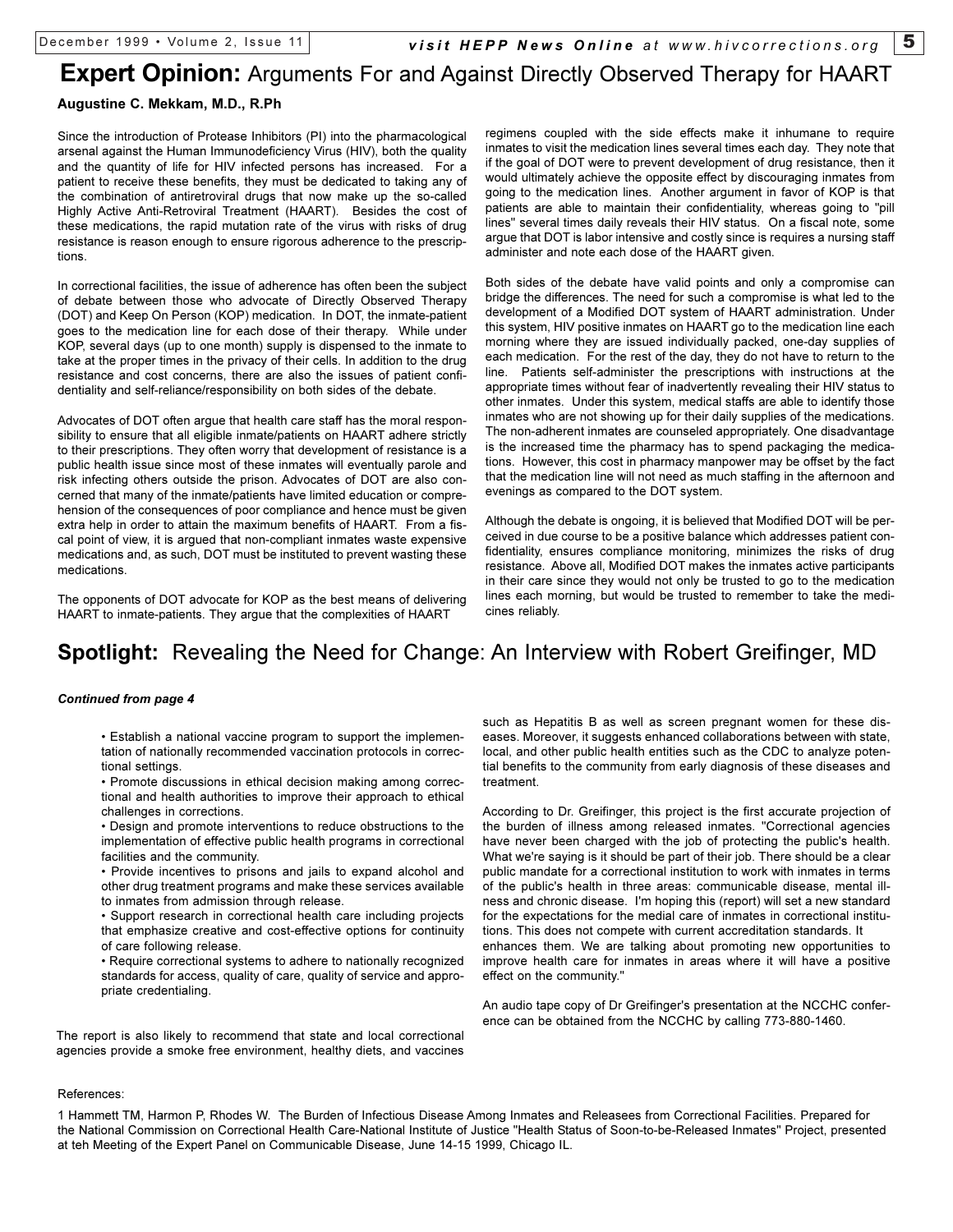## **Expert Opinion:** Arguments For and Against Directly Observed Therapy for HAART

**Augustine C. Mekkam, M.D., R.Ph**

Since the introduction of Protease Inhibitors (PI) into the pharmacological arsenal against the Human Immunodeficiency Virus (HIV), both the quality and the quantity of life for HIV infected persons has increased. For a patient to receive these benefits, they must be dedicated to taking any of the combination of antiretroviral drugs that now make up the so-called Highly Active Anti-Retroviral Treatment (HAART). Besides the cost of these medications, the rapid mutation rate of the virus with risks of drug resistance is reason enough to ensure rigorous adherence to the prescriptions.

In correctional facilities, the issue of adherence has often been the subject of debate between those who advocate of Directly Observed Therapy (DOT) and Keep On Person (KOP) medication. In DOT, the inmate-patient goes to the medication line for each dose of their therapy. While under KOP, several days (up to one month) supply is dispensed to the inmate to take at the proper times in the privacy of their cells. In addition to the drug resistance and cost concerns, there are also the issues of patient confidentiality and self-reliance/responsibility on both sides of the debate.

Advocates of DOT often argue that health care staff has the moral responsibility to ensure that all eligible inmate/patients on HAART adhere strictly to their prescriptions. They often worry that development of resistance is a public health issue since most of these inmates will eventually parole and risk infecting others outside the prison. Advocates of DOT are also concerned that many of the inmate/patients have limited education or comprehension of the consequences of poor compliance and hence must be given extra help in order to attain the maximum benefits of HAART. From a fiscal point of view, it is argued that non-compliant inmates waste expensive medications and, as such, DOT must be instituted to prevent wasting these medications.

The opponents of DOT advocate for KOP as the best means of delivering HAART to inmate-patients. They argue that the complexities of HAART regimens coupled with the side effects make it inhumane to require inmates to visit the medication lines several times each day. They note that if the goal of DOT were to prevent development of drug resistance, then it would ultimately achieve the opposite effect by discouraging inmates from going to the medication lines. Another argument in favor of KOP is that patients are able to maintain their confidentiality, whereas going to "pill lines" several times daily reveals their HIV status. On a fiscal note, some argue that DOT is labor intensive and costly since is requires a nursing staff administer and note each dose of the HAART given.

Both sides of the debate have valid points and only a compromise can bridge the differences. The need for such a compromise is what led to the development of a Modified DOT system of HAART administration. Under this system, HIV positive inmates on HAART go to the medication line each morning where they are issued individually packed, one-day supplies of each medication. For the rest of the day, they do not have to return to the line. Patients self-administer the prescriptions with instructions at the appropriate times without fear of inadvertently revealing their HIV status to other inmates. Under this system, medical staffs are able to identify those inmates who are not showing up for their daily supplies of the medications. The non-adherent inmates are counseled appropriately. One disadvantage is the increased time the pharmacy has to spend packaging the medications. However, this cost in pharmacy manpower may be offset by the fact that the medication line will not need as much staffing in the afternoon and evenings as compared to the DOT system.

Although the debate is ongoing, it is believed that Modified DOT will be perceived in due course to be a positive balance which addresses patient confidentiality, ensures compliance monitoring, minimizes the risks of drug resistance. Above all, Modified DOT makes the inmates active participants in their care since they would not only be trusted to go to the medication lines each morning, but would be trusted to remember to take the medicines reliably.

## **Spotlight:** Revealing the Need for Change: An Interview with Robert Greifinger, MD

***Continued from page 4***

- Establish a national vaccine program to support the implementation of nationally recommended vaccination protocols in correctional settings.
- Promote discussions in ethical decision making among correctional and health authorities to improve their approach to ethical challenges in corrections.
- Design and promote interventions to reduce obstructions to the implementation of effective public health programs in correctional facilities and the community.
- Provide incentives to prisons and jails to expand alcohol and other drug treatment programs and make these services available to inmates from admission through release.
- Support research in correctional health care including projects that emphasize creative and cost-effective options for continuity of care following release.
- Require correctional systems to adhere to nationally recognized standards for access, quality of care, quality of service and appropriate credentialing.

The report is also likely to recommend that state and local correctional agencies provide a smoke free environment, healthy diets, and vaccines such as Hepatitis B as well as screen pregnant women for these diseases. Moreover, it suggests enhanced collaborations between with state, local, and other public health entities such as the CDC to analyze potential benefits to the community from early diagnosis of these diseases and treatment.

According to Dr. Greifinger, this project is the first accurate projection of the burden of illness among released inmates. "Correctional agencies have never been charged with the job of protecting the public's health. What we're saying is it should be part of their job. There should be a clear public mandate for a correctional institution to work with inmates in terms of the public's health in three areas: communicable disease, mental illness and chronic disease. I'm hoping this (report) will set a new standard for the expectations for the medial care of inmates in correctional institutions. This does not compete with current accreditation standards. It enhances them. We are talking about promoting new opportunities to improve health care for inmates in areas where it will have a positive effect on the community."

An audio tape copy of Dr Greifinger's presentation at the NCCHC conference can be obtained from the NCCHC by calling 773-880-1460.

References:

1 Hammett TM, Harmon P, Rhodes W. The Burden of Infectious Disease Among Inmates and Releasees from Correctional Facilities. Prepared for the National Commission on Correctional Health Care-National Institute of Justice "Health Status of Soon-to-be-Released Inmates" Project, presented at teh Meeting of the Expert Panel on Communicable Disease, June 14-15 1999, Chicago IL.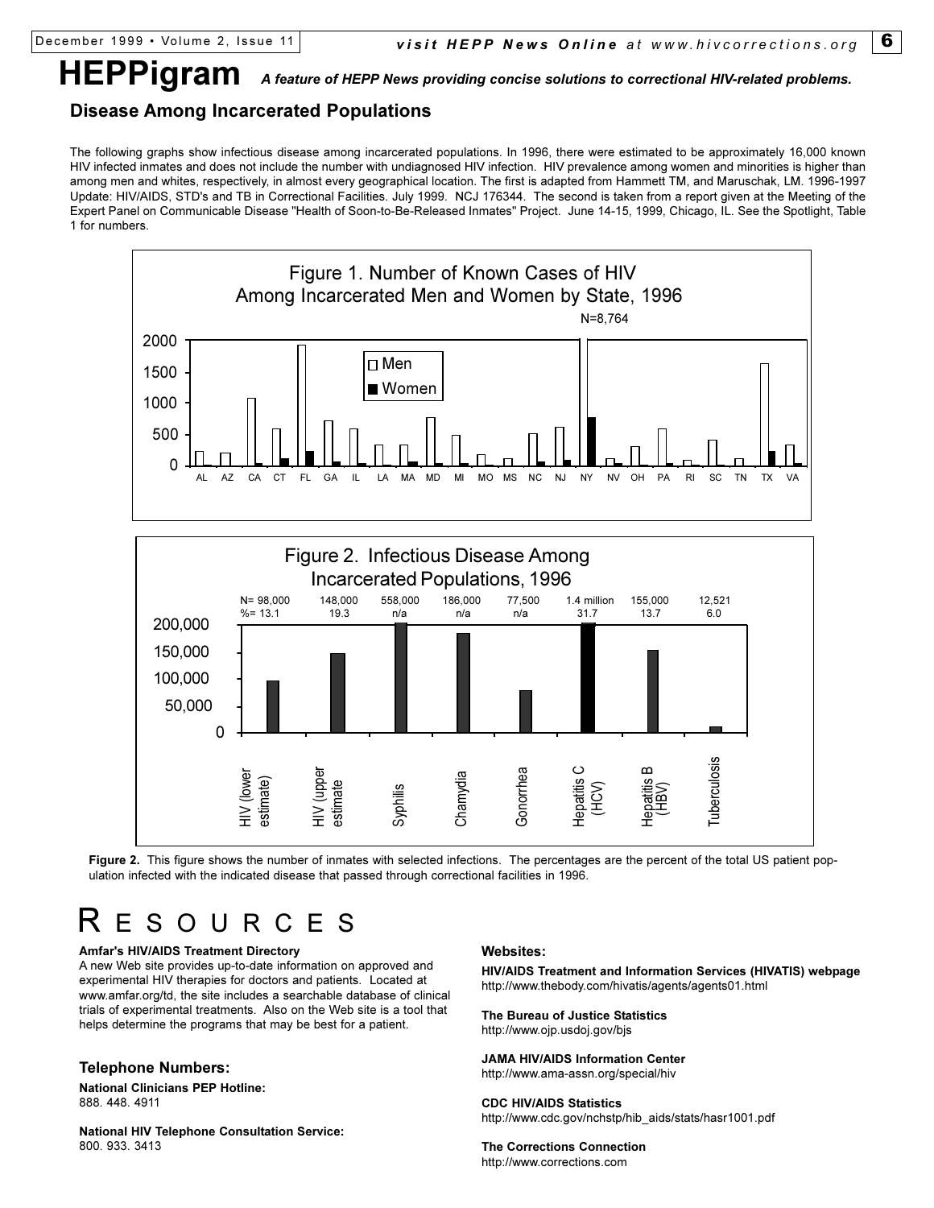# HEPPigram

*A feature of HEPP News providing concise solutions to correctional HIV-related problems.*

## Disease Among Incarcerated Populations

The following graphs show infectious disease among incarcerated populations. In 1996, there were estimated to be approximately 16,000 known HIV infected inmates and does not include the number with undiagnosed HIV infection. HIV prevalence among women and minorities is higher than among men and whites, respectively, in almost every geographical location. The first is adapted from Hammett TM, and Maruschak, LM. 1996-1997 Update: HIV/AIDS, STD's and TB in Correctional Facilities. July 1999. NCJ 176344. The second is taken from a report given at the Meeting of the Expert Panel on Communicable Disease "Health of Soon-to-Be-Released Inmates" Project. June 14-15, 1999, Chicago, IL. See the Spotlight, Table 1 for numbers.

**Figure 1. Number of Known Cases of HIV Among Incarcerated Men and Women by State, 1996**

(Bar chart by state: AL, AZ, CA, CT, FL, GA, IL, LA, MA, MD, MI, MO, MS, NC, NJ, NY, NV, OH, PA, RI, SC, TN, TX, VA; Men and Women; NY men N=8,764)

**Figure 2. Infectious Disease Among Incarcerated Populations, 1996**

| Disease | N | % |
|---|---|---|
| HIV (lower estimate) | 98,000 | 13.1 |
| HIV (upper estimate | 148,000 | 19.3 |
| Syphilis | 558,000 | n/a |
| Chamydia | 186,000 | n/a |
| Gonorrhea | 77,500 | n/a |
| Hepatitis C (HCV) | 1.4 million | 31.7 |
| Hepatitis B (HBV) | 155,000 | 13.7 |
| Tuberculosis | 12,521 | 6.0 |

**Figure 2.** This figure shows the number of inmates with selected infections. The percentages are the percent of the total US patient population infected with the indicated disease that passed through correctional facilities in 1996.

# RESOURCES

**Amfar's HIV/AIDS Treatment Directory**
A new Web site provides up-to-date information on approved and experimental HIV therapies for doctors and patients. Located at www.amfar.org/td, the site includes a searchable database of clinical trials of experimental treatments. Also on the Web site is a tool that helps determine the programs that may be best for a patient.

### Telephone Numbers:

**National Clinicians PEP Hotline:**
888. 448. 4911

**National HIV Telephone Consultation Service:**
800. 933. 3413

### Websites:

**HIV/AIDS Treatment and Information Services (HIVATIS) webpage**
http://www.thebody.com/hivatis/agents/agents01.html

**The Bureau of Justice Statistics**
http://www.ojp.usdoj.gov/bjs

**JAMA HIV/AIDS Information Center**
http://www.ama-assn.org/special/hiv

**CDC HIV/AIDS Statistics**
http://www.cdc.gov/nchstp/hib_aids/stats/hasr1001.pdf

**The Corrections Connection**
http://www.corrections.com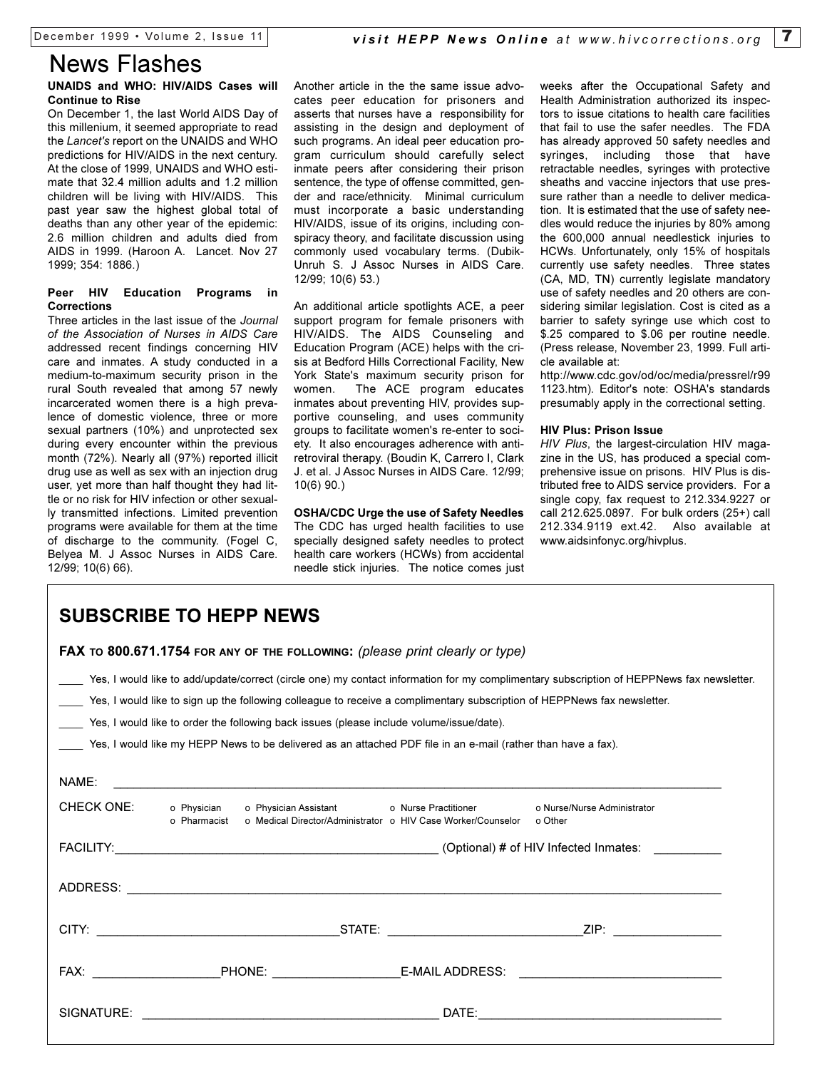# News Flashes

**UNAIDS and WHO: HIV/AIDS Cases will Continue to Rise**

On December 1, the last World AIDS Day of this millenium, it seemed appropriate to read the *Lancet's* report on the UNAIDS and WHO predictions for HIV/AIDS in the next century. At the close of 1999, UNAIDS and WHO estimate that 32.4 million adults and 1.2 million children will be living with HIV/AIDS. This past year saw the highest global total of deaths than any other year of the epidemic: 2.6 million children and adults died from AIDS in 1999. (Haroon A. Lancet. Nov 27 1999; 354: 1886.)

**Peer HIV Education Programs in Corrections**

Three articles in the last issue of the *Journal of the Association of Nurses in AIDS Care* addressed recent findings concerning HIV care and inmates. A study conducted in a medium-to-maximum security prison in the rural South revealed that among 57 newly incarcerated women there is a high prevalence of domestic violence, three or more sexual partners (10%) and unprotected sex during every encounter within the previous month (72%). Nearly all (97%) reported illicit drug use as well as sex with an injection drug user, yet more than half thought they had little or no risk for HIV infection or other sexually transmitted infections. Limited prevention programs were available for them at the time of discharge to the community. (Fogel C, Belyea M. J Assoc Nurses in AIDS Care. 12/99; 10(6) 66).

Another article in the the same issue advocates peer education for prisoners and asserts that nurses have a responsibility for assisting in the design and deployment of such programs. An ideal peer education program curriculum should carefully select inmate peers after considering their prison sentence, the type of offense committed, gender and race/ethnicity. Minimal curriculum must incorporate a basic understanding HIV/AIDS, issue of its origins, including conspiracy theory, and facilitate discussion using commonly used vocabulary terms. (Dubik-Unruh S. J Assoc Nurses in AIDS Care. 12/99; 10(6) 53.)

An additional article spotlights ACE, a peer support program for female prisoners with HIV/AIDS. The AIDS Counseling and Education Program (ACE) helps with the crisis at Bedford Hills Correctional Facility, New York State's maximum security prison for women. The ACE program educates inmates about preventing HIV, provides supportive counseling, and uses community groups to facilitate women's re-enter to society. It also encourages adherence with antiretroviral therapy. (Boudin K, Carrero I, Clark J. et al. J Assoc Nurses in AIDS Care. 12/99; 10(6) 90.)

**OSHA/CDC Urge the use of Safety Needles**

The CDC has urged health facilities to use specially designed safety needles to protect health care workers (HCWs) from accidental needle stick injuries. The notice comes just weeks after the Occupational Safety and Health Administration authorized its inspectors to issue citations to health care facilities that fail to use the safer needles. The FDA has already approved 50 safety needles and syringes, including those that have retractable needles, syringes with protective sheaths and vaccine injectors that use pressure rather than a needle to deliver medication. It is estimated that the use of safety needles would reduce the injuries by 80% among the 600,000 annual needlestick injuries to HCWs. Unfortunately, only 15% of hospitals currently use safety needles. Three states (CA, MD, TN) currently legislate mandatory use of safety needles and 20 others are considering similar legislation. Cost is cited as a barrier to safety syringe use which cost to $.25 compared to $.06 per routine needle. (Press release, November 23, 1999. Full article available at: http://www.cdc.gov/od/oc/media/pressrel/r991123.htm). Editor's note: OSHA's standards presumably apply in the correctional setting.

**HIV Plus: Prison Issue**

*HIV Plus*, the largest-circulation HIV magazine in the US, has produced a special comprehensive issue on prisons. HIV Plus is distributed free to AIDS service providers. For a single copy, fax request to 212.334.9227 or call 212.625.0897. For bulk orders (25+) call 212.334.9119 ext.42. Also available at www.aidsinfonyc.org/hivplus.

## SUBSCRIBE TO HEPP NEWS

**FAX TO 800.671.1754 FOR ANY OF THE FOLLOWING:** *(please print clearly or type)*

____ Yes, I would like to add/update/correct (circle one) my contact information for my complimentary subscription of HEPPNews fax newsletter.

____ Yes, I would like to sign up the following colleague to receive a complimentary subscription of HEPPNews fax newsletter.

____ Yes, I would like to order the following back issues (please include volume/issue/date).

____ Yes, I would like my HEPP News to be delivered as an attached PDF file in an e-mail (rather than have a fax).

NAME: ______________________________________________

CHECK ONE: o Physician o Physician Assistant o Nurse Practitioner o Nurse/Nurse Administrator o Pharmacist o Medical Director/Administrator o HIV Case Worker/Counselor o Other

FACILITY: ______________________ (Optional) # of HIV Infected Inmates: __________

ADDRESS: ______________________________________________

CITY: ________________ STATE: ________________ ZIP: ____________

FAX: ____________ PHONE: ____________ E-MAIL ADDRESS: ____________________

SIGNATURE: ______________________ DATE: ____________________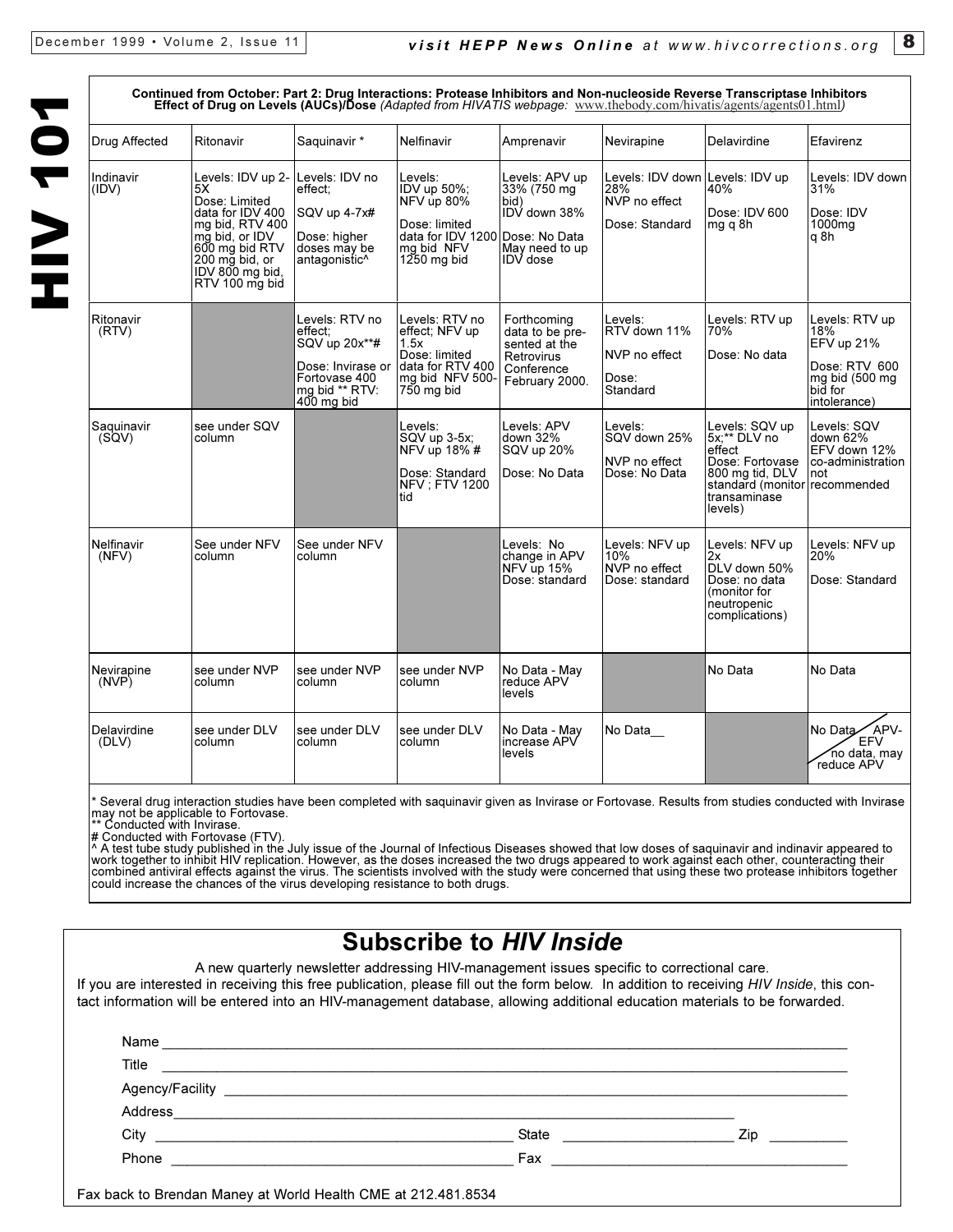**Continued from October: Part 2: Drug Interactions: Protease Inhibitors and Non-nucleoside Reverse Transcriptase Inhibitors Effect of Drug on Levels (AUCs)/Dose** *(Adapted from HIVATIS webpage: www.thebody.com/hivatis/agents/agents01.html)*

| Drug Affected | Ritonavir | Saquinavir * | Nelfinavir | Amprenavir | Nevirapine | Delavirdine | Efavirenz |
|---|---|---|---|---|---|---|---|
| Indinavir (IDV) | Levels: IDV up 2-5X Dose: Limited data for IDV 400 mg bid, RTV 400 mg bid, or IDV 600 mg bid RTV 200 mg bid, or IDV 800 mg bid, RTV 100 mg bid | Levels: IDV no effect; SQV up 4-7x# Dose: higher doses may be antagonistic^ | Levels: IDV up 50%; NFV up 80% Dose: limited data for IDV 1200 mg bid NFV 1250 mg bid | Levels: APV up 33% (750 mg bid) IDV down 38% Dose: No Data May need to up IDV dose | Levels: IDV down 28% NVP no effect Dose: Standard | Levels: IDV up 40% Dose: IDV 600 mg q 8h | Levels: IDV down 31% Dose: IDV 1000mg q 8h |
| Ritonavir (RTV) | | Levels: RTV no effect; SQV up 20x**# Dose: Invirase or Fortovase 400 mg bid ** RTV: 400 mg bid | Levels: RTV no effect; NFV up 1.5x Dose: limited data for RTV 400 mg bid NFV 500-750 mg bid | Forthcoming data to be presented at the Retrovirus Conference February 2000. | Levels: RTV down 11% NVP no effect Dose: Standard | Levels: RTV up 70% Dose: No data | Levels: RTV up 18% EFV up 21% Dose: RTV 600 mg bid (500 mg bid for intolerance) |
| Saquinavir (SQV) | see under SQV column | | Levels: SQV up 3-5x; NFV up 18% # Dose: Standard NFV ; FTV 1200 tid | Levels: APV down 32% SQV up 20% Dose: No Data | Levels: SQV down 25% NVP no effect Dose: No Data | Levels: SQV up 5x;** DLV no effect Dose: Fortovase 800 mg tid, DLV standard (monitor transaminase levels) | Levels: SQV down 62% EFV down 12% co-administration not recommended |
| Nelfinavir (NFV) | See under NFV column | See under NFV column | | Levels: No change in APV NFV up 15% Dose: standard | Levels: NFV up 10% NVP no effect Dose: standard | Levels: NFV up 2x DLV down 50% Dose: no data (monitor for neutropenic complications) | Levels: NFV up 20% Dose: Standard |
| Nevirapine (NVP) | see under NVP column | see under NVP column | see under NVP column | No Data - May reduce APV levels | | No Data | No Data |
| Delavirdine (DLV) | see under DLV column | see under DLV column | see under DLV column | No Data - May increase APV levels | No Data__ | | No Data / APV-EFV no data, may reduce APV |

\* Several drug interaction studies have been completed with saquinavir given as Invirase or Fortovase. Results from studies conducted with Invirase may not be applicable to Fortovase.
** Conducted with Invirase.
# Conducted with Fortovase (FTV).
^ A test tube study published in the July issue of the Journal of Infectious Diseases showed that low doses of saquinavir and indinavir appeared to work together to inhibit HIV replication. However, as the doses increased the two drugs appeared to work against each other, counteracting their combined antiviral effects against the virus. The scientists involved with the study were concerned that using these two protease inhibitors together could increase the chances of the virus developing resistance to both drugs.

## Subscribe to *HIV Inside*

A new quarterly newsletter addressing HIV-management issues specific to correctional care.

If you are interested in receiving this free publication, please fill out the form below. In addition to receiving *HIV Inside*, this contact information will be entered into an HIV-management database, allowing additional education materials to be forwarded.

Name ______________________________

Title ______________________________

Agency/Facility ______________________________

Address ______________________________

City ____________________ State ____________ Zip ________

Phone ____________________ Fax ____________________

Fax back to Brendan Maney at World Health CME at 212.481.8534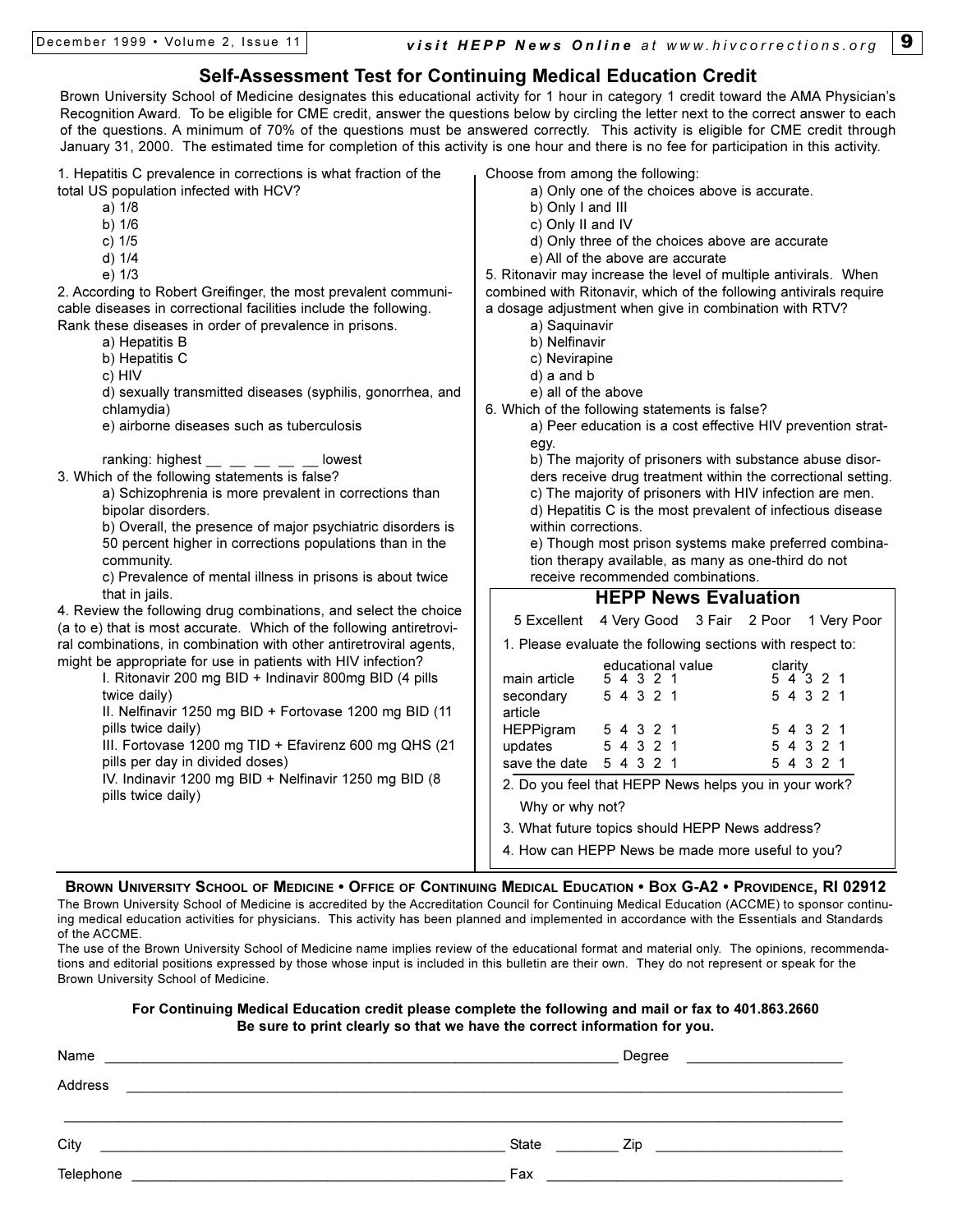# Self-Assessment Test for Continuing Medical Education Credit

Brown University School of Medicine designates this educational activity for 1 hour in category 1 credit toward the AMA Physician's Recognition Award. To be eligible for CME credit, answer the questions below by circling the letter next to the correct answer to each of the questions. A minimum of 70% of the questions must be answered correctly. This activity is eligible for CME credit through January 31, 2000. The estimated time for completion of this activity is one hour and there is no fee for participation in this activity.

1. Hepatitis C prevalence in corrections is what fraction of the total US population infected with HCV?
   - a) 1/8
   - b) 1/6
   - c) 1/5
   - d) 1/4
   - e) 1/3

2. According to Robert Greifinger, the most prevalent communicable diseases in correctional facilities include the following. Rank these diseases in order of prevalence in prisons.
   - a) Hepatitis B
   - b) Hepatitis C
   - c) HIV
   - d) sexually transmitted diseases (syphilis, gonorrhea, and chlamydia)
   - e) airborne diseases such as tuberculosis

   ranking: highest __ __ __ __ __ lowest

3. Which of the following statements is false?
   - a) Schizophrenia is more prevalent in corrections than bipolar disorders.
   - b) Overall, the presence of major psychiatric disorders is 50 percent higher in corrections populations than in the community.
   - c) Prevalence of mental illness in prisons is about twice that in jails.

4. Review the following drug combinations, and select the choice (a to e) that is most accurate. Which of the following antiretroviral combinations, in combination with other antiretroviral agents, might be appropriate for use in patients with HIV infection?
   - I. Ritonavir 200 mg BID + Indinavir 800mg BID (4 pills twice daily)
   - II. Nelfinavir 1250 mg BID + Fortovase 1200 mg BID (11 pills twice daily)
   - III. Fortovase 1200 mg TID + Efavirenz 600 mg QHS (21 pills per day in divided doses)
   - IV. Indinavir 1200 mg BID + Nelfinavir 1250 mg BID (8 pills twice daily)

   Choose from among the following:
   - a) Only one of the choices above is accurate.
   - b) Only I and III
   - c) Only II and IV
   - d) Only three of the choices above are accurate
   - e) All of the above are accurate

5. Ritonavir may increase the level of multiple antivirals. When combined with Ritonavir, which of the following antivirals require a dosage adjustment when give in combination with RTV?
   - a) Saquinavir
   - b) Nelfinavir
   - c) Nevirapine
   - d) a and b
   - e) all of the above

6. Which of the following statements is false?
   - a) Peer education is a cost effective HIV prevention strategy.
   - b) The majority of prisoners with substance abuse disorders receive drug treatment within the correctional setting.
   - c) The majority of prisoners with HIV infection are men.
   - d) Hepatitis C is the most prevalent of infectious disease within corrections.
   - e) Though most prison systems make preferred combination therapy available, as many as one-third do not receive recommended combinations.

## HEPP News Evaluation

5 Excellent 4 Very Good 3 Fair 2 Poor 1 Very Poor

1. Please evaluate the following sections with respect to:

| | educational value | clarity |
|---|---|---|
| main article | 5 4 3 2 1 | 5 4 3 2 1 |
| secondary article | 5 4 3 2 1 | 5 4 3 2 1 |
| HEPPigram | 5 4 3 2 1 | 5 4 3 2 1 |
| updates | 5 4 3 2 1 | 5 4 3 2 1 |
| save the date | 5 4 3 2 1 | 5 4 3 2 1 |

2. Do you feel that HEPP News helps you in your work? Why or why not?
3. What future topics should HEPP News address?
4. How can HEPP News be made more useful to you?

**Brown University School of Medicine • Office of Continuing Medical Education • Box G-A2 • Providence, RI 02912**

The Brown University School of Medicine is accredited by the Accreditation Council for Continuing Medical Education (ACCME) to sponsor continuing medical education activities for physicians. This activity has been planned and implemented in accordance with the Essentials and Standards of the ACCME.

The use of the Brown University School of Medicine name implies review of the educational format and material only. The opinions, recommendations and editorial positions expressed by those whose input is included in this bulletin are their own. They do not represent or speak for the Brown University School of Medicine.

**For Continuing Medical Education credit please complete the following and mail or fax to 401.863.2660**
**Be sure to print clearly so that we have the correct information for you.**

Name ______________________________ Degree ____________

Address ______________________________

______________________________

City ____________________ State ________ Zip ____________

Telephone ____________________ Fax ____________________